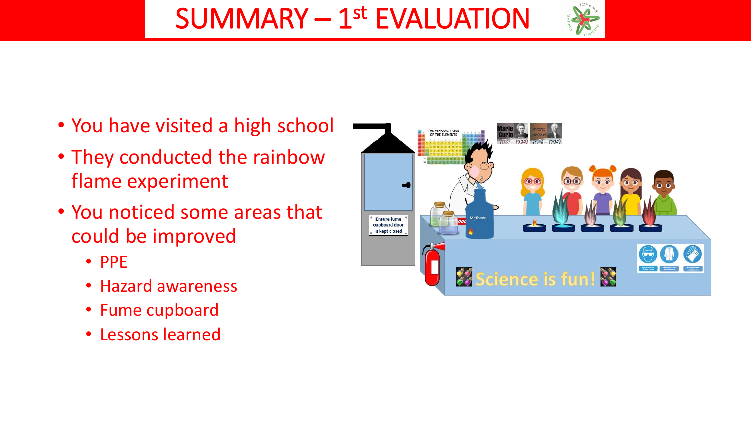# SUMMARY – 1st EVALUATION

- You have visited a high school
- They conducted the rainbow flame experiment
- You noticed some areas that could be improved
  - PPE
  - Hazard awareness
  - Fume cupboard
  - Lessons learned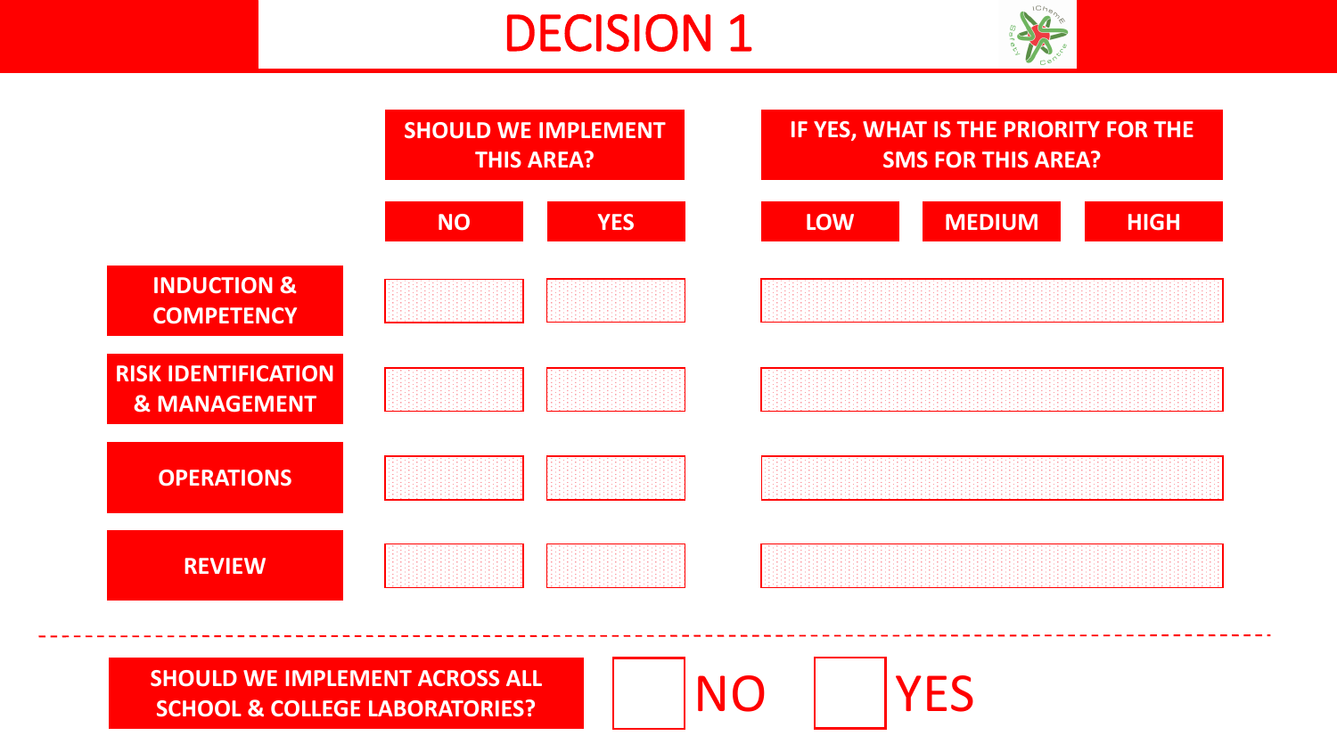# DECISION 1

| | SHOULD WE IMPLEMENT THIS AREA? | | IF YES, WHAT IS THE PRIORITY FOR THE SMS FOR THIS AREA? | | |
|---|---|---|---|---|---|
| | NO | YES | LOW | MEDIUM | HIGH |
| INDUCTION & COMPETENCY | | | | | |
| RISK IDENTIFICATION & MANAGEMENT | | | | | |
| OPERATIONS | | | | | |
| REVIEW | | | | | |

---

**SHOULD WE IMPLEMENT ACROSS ALL SCHOOL & COLLEGE LABORATORIES?** ☐ NO ☐ YES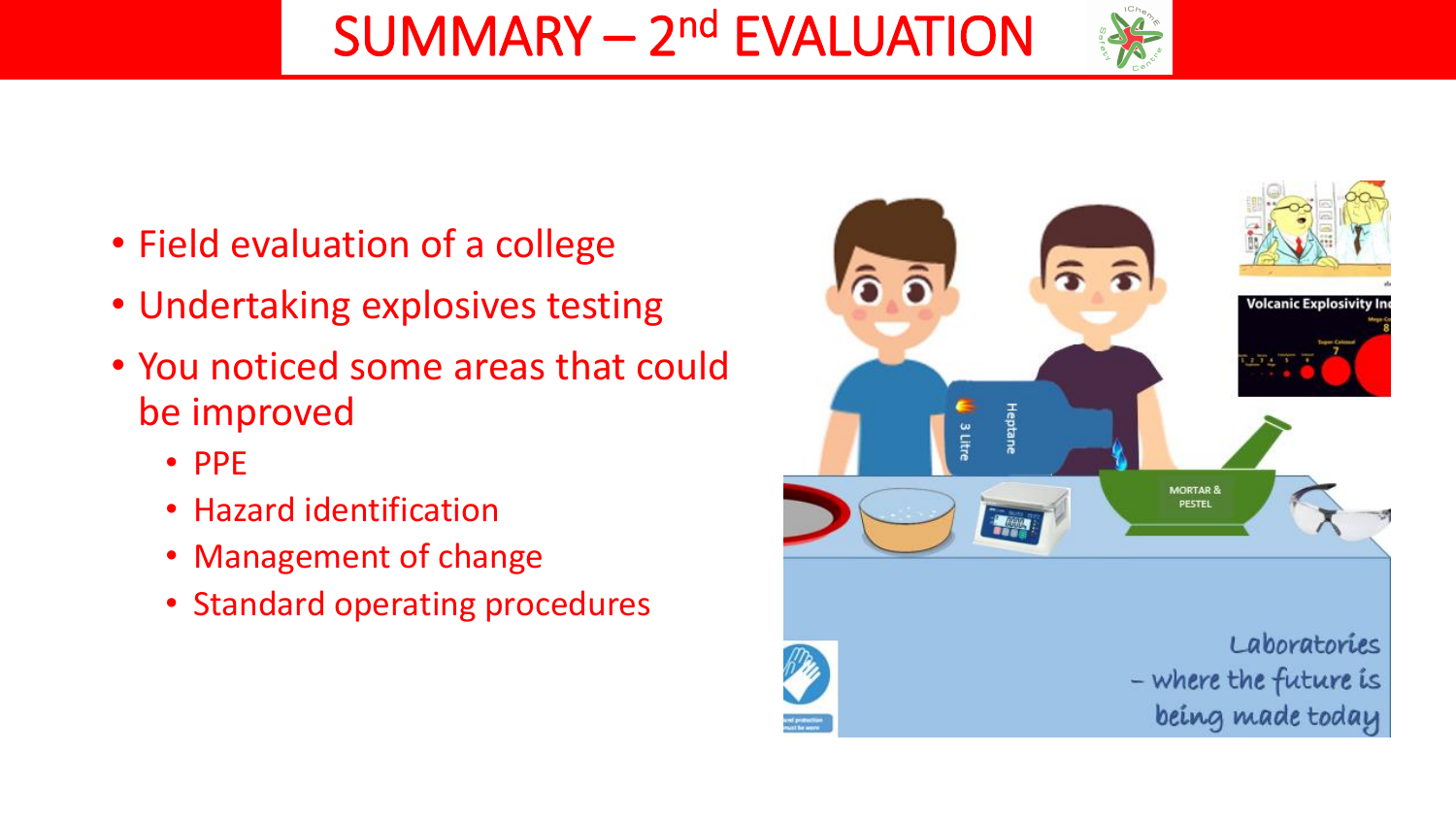# SUMMARY – 2nd EVALUATION

- Field evaluation of a college
- Undertaking explosives testing
- You noticed some areas that could be improved
  - PPE
  - Hazard identification
  - Management of change
  - Standard operating procedures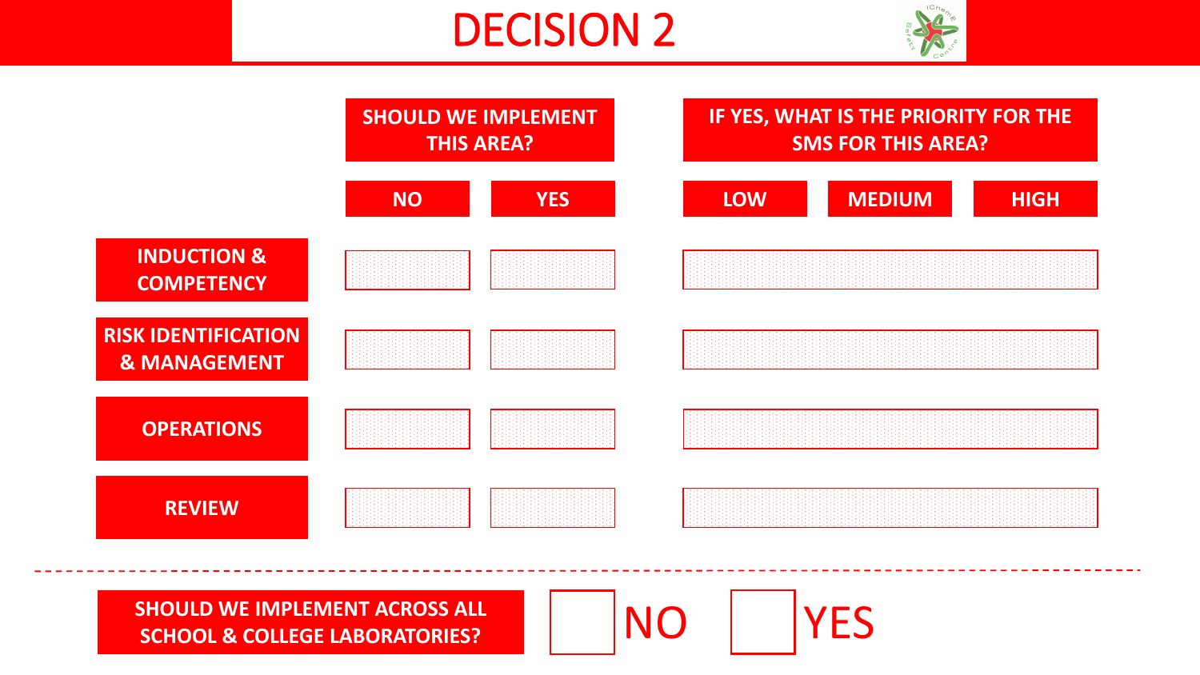# DECISION 2

| | SHOULD WE IMPLEMENT THIS AREA? | | IF YES, WHAT IS THE PRIORITY FOR THE SMS FOR THIS AREA? | | |
|---|---|---|---|---|---|
| | NO | YES | LOW | MEDIUM | HIGH |
| INDUCTION & COMPETENCY | | | | | |
| RISK IDENTIFICATION & MANAGEMENT | | | | | |
| OPERATIONS | | | | | |
| REVIEW | | | | | |

---

SHOULD WE IMPLEMENT ACROSS ALL SCHOOL & COLLEGE LABORATORIES? ☐ NO ☐ YES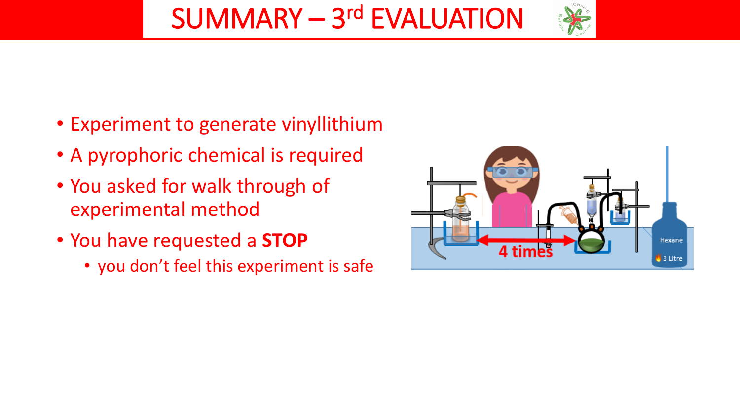# SUMMARY – 3rd EVALUATION

- Experiment to generate vinyllithium
- A pyrophoric chemical is required
- You asked for walk through of experimental method
- You have requested a **STOP**
  - you don't feel this experiment is safe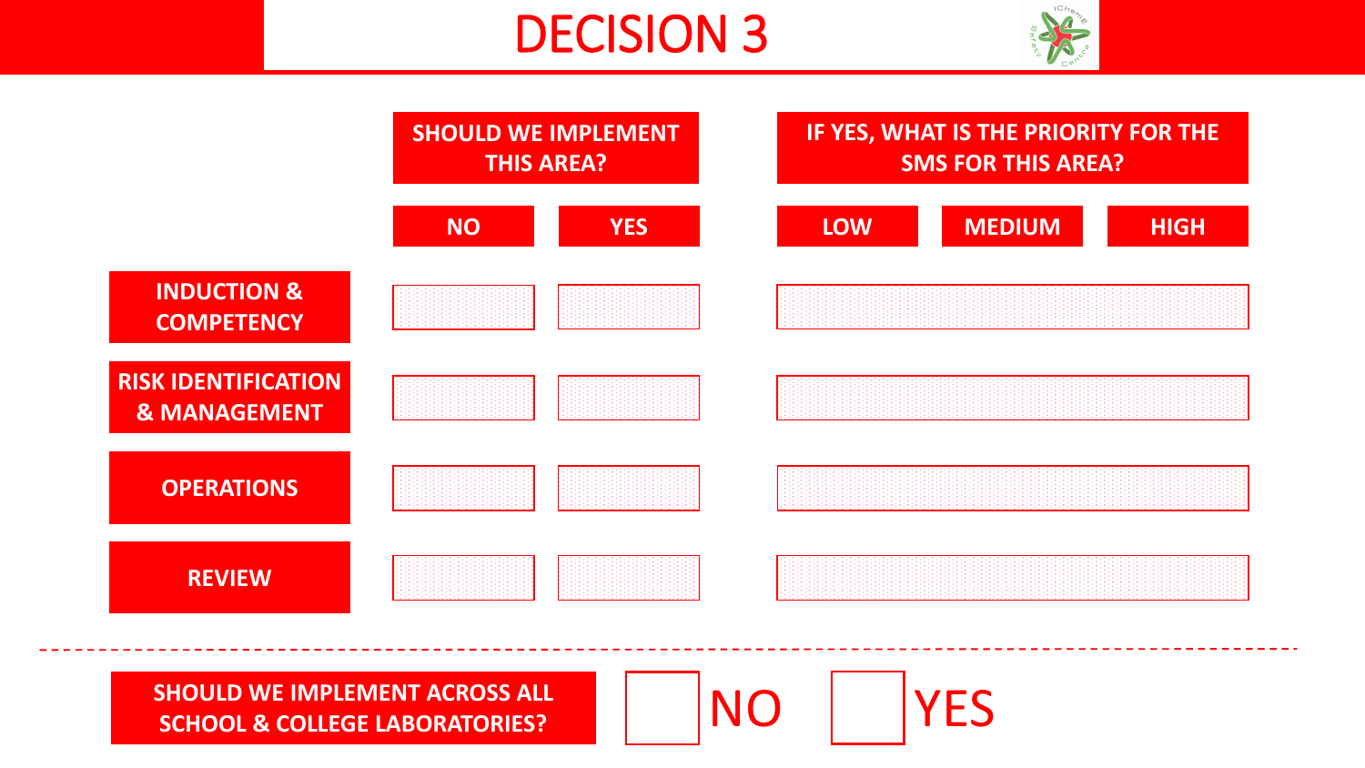# DECISION 3

| | SHOULD WE IMPLEMENT THIS AREA? | | IF YES, WHAT IS THE PRIORITY FOR THE SMS FOR THIS AREA? | | |
|---|---|---|---|---|---|
| | NO | YES | LOW | MEDIUM | HIGH |
| INDUCTION & COMPETENCY | | | | | |
| RISK IDENTIFICATION & MANAGEMENT | | | | | |
| OPERATIONS | | | | | |
| REVIEW | | | | | |

SHOULD WE IMPLEMENT ACROSS ALL SCHOOL & COLLEGE LABORATORIES?

☐ NO ☐ YES